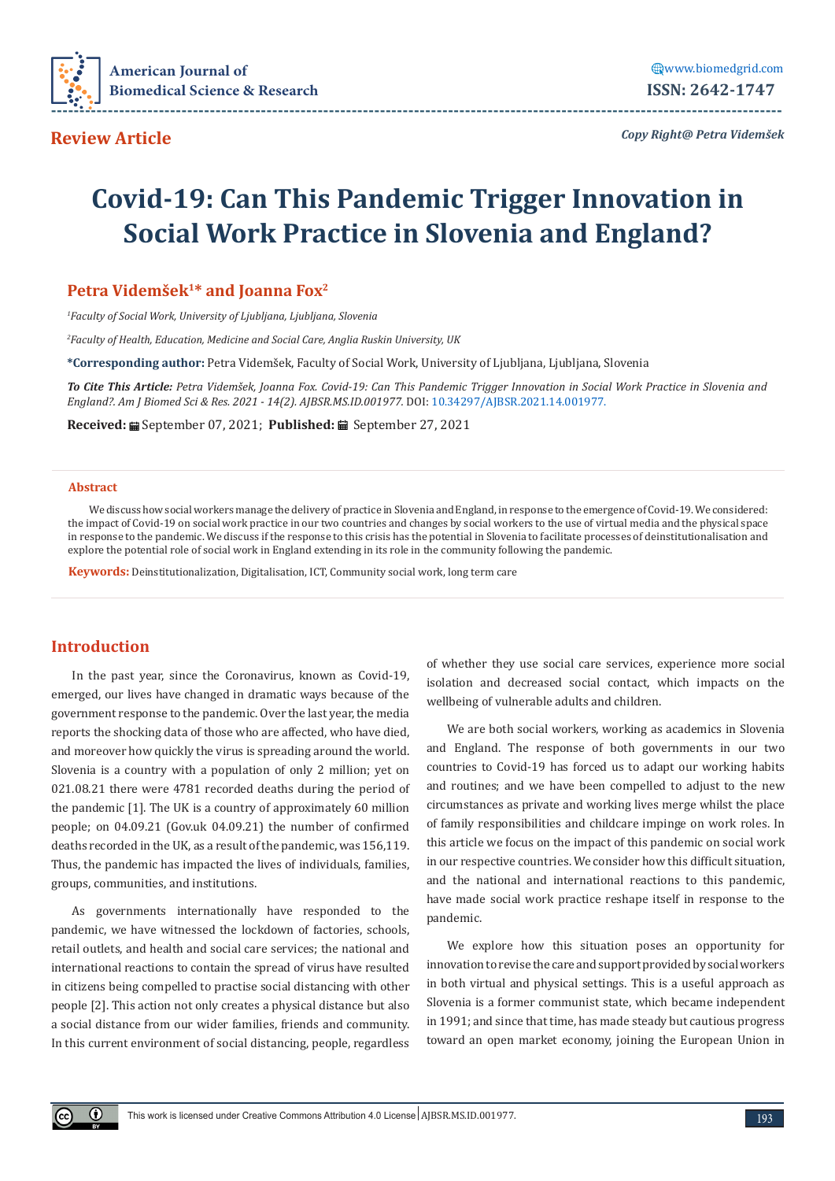**Review Article**

*Copy Right@ Petra Videmšek*

# Covid-19: Can This Pandemic Trigger Innovation in Social Work Practice in Slovenia and England?

**Petra Videmšek[1]* and Joanna Fox[2]**

[1]*Faculty of Social Work, University of Ljubljana, Ljubljana, Slovenia*

[2]*Faculty of Health, Education, Medicine and Social Care, Anglia Ruskin University, UK*

***Corresponding author:** Petra Videmšek, Faculty of Social Work, University of Ljubljana, Ljubljana, Slovenia

***To Cite This Article:*** *Petra Videmšek, Joanna Fox. Covid-19: Can This Pandemic Trigger Innovation in Social Work Practice in Slovenia and England?. Am J Biomed Sci & Res. 2021 - 14(2). AJBSR.MS.ID.001977.* DOI: 10.34297/AJBSR.2021.14.001977.

**Received:** September 07, 2021; **Published:** September 27, 2021

## Abstract

We discuss how social workers manage the delivery of practice in Slovenia and England, in response to the emergence of Covid-19. We considered: the impact of Covid-19 on social work practice in our two countries and changes by social workers to the use of virtual media and the physical space in response to the pandemic. We discuss if the response to this crisis has the potential in Slovenia to facilitate processes of deinstitutionalisation and explore the potential role of social work in England extending in its role in the community following the pandemic.

**Keywords:** Deinstitutionalization, Digitalisation, ICT, Community social work, long term care

## Introduction

In the past year, since the Coronavirus, known as Covid-19, emerged, our lives have changed in dramatic ways because of the government response to the pandemic. Over the last year, the media reports the shocking data of those who are affected, who have died, and moreover how quickly the virus is spreading around the world. Slovenia is a country with a population of only 2 million; yet on 021.08.21 there were 4781 recorded deaths during the period of the pandemic [1]. The UK is a country of approximately 60 million people; on 04.09.21 (Gov.uk 04.09.21) the number of confirmed deaths recorded in the UK, as a result of the pandemic, was 156,119. Thus, the pandemic has impacted the lives of individuals, families, groups, communities, and institutions.

As governments internationally have responded to the pandemic, we have witnessed the lockdown of factories, schools, retail outlets, and health and social care services; the national and international reactions to contain the spread of virus have resulted in citizens being compelled to practise social distancing with other people [2]. This action not only creates a physical distance but also a social distance from our wider families, friends and community. In this current environment of social distancing, people, regardless of whether they use social care services, experience more social isolation and decreased social contact, which impacts on the wellbeing of vulnerable adults and children.

We are both social workers, working as academics in Slovenia and England. The response of both governments in our two countries to Covid-19 has forced us to adapt our working habits and routines; and we have been compelled to adjust to the new circumstances as private and working lives merge whilst the place of family responsibilities and childcare impinge on work roles. In this article we focus on the impact of this pandemic on social work in our respective countries. We consider how this difficult situation, and the national and international reactions to this pandemic, have made social work practice reshape itself in response to the pandemic.

We explore how this situation poses an opportunity for innovation to revise the care and support provided by social workers in both virtual and physical settings. This is a useful approach as Slovenia is a former communist state, which became independent in 1991; and since that time, has made steady but cautious progress toward an open market economy, joining the European Union in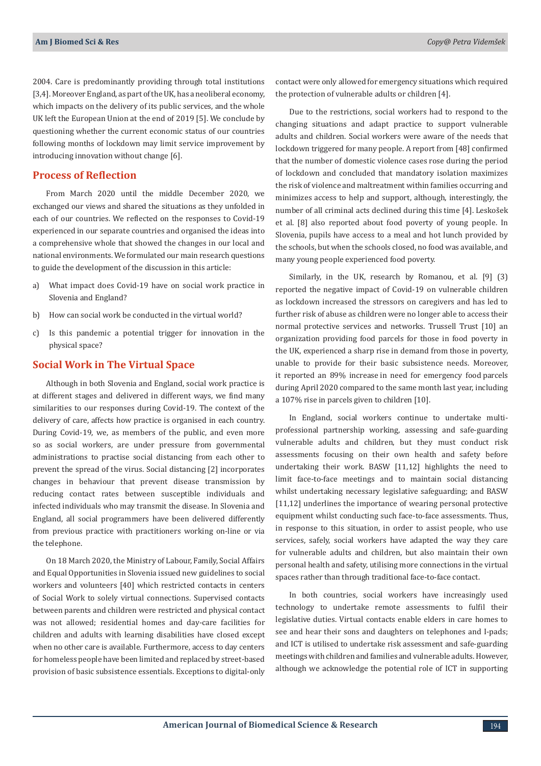2004. Care is predominantly providing through total institutions [3,4]. Moreover England, as part of the UK, has a neoliberal economy, which impacts on the delivery of its public services, and the whole UK left the European Union at the end of 2019 [5]. We conclude by questioning whether the current economic status of our countries following months of lockdown may limit service improvement by introducing innovation without change [6].

## Process of Reflection

From March 2020 until the middle December 2020, we exchanged our views and shared the situations as they unfolded in each of our countries. We reflected on the responses to Covid-19 experienced in our separate countries and organised the ideas into a comprehensive whole that showed the changes in our local and national environments. We formulated our main research questions to guide the development of the discussion in this article:

a) What impact does Covid-19 have on social work practice in Slovenia and England?

b) How can social work be conducted in the virtual world?

c) Is this pandemic a potential trigger for innovation in the physical space?

## Social Work in The Virtual Space

Although in both Slovenia and England, social work practice is at different stages and delivered in different ways, we find many similarities to our responses during Covid-19. The context of the delivery of care, affects how practice is organised in each country. During Covid-19, we, as members of the public, and even more so as social workers, are under pressure from governmental administrations to practise social distancing from each other to prevent the spread of the virus. Social distancing [2] incorporates changes in behaviour that prevent disease transmission by reducing contact rates between susceptible individuals and infected individuals who may transmit the disease. In Slovenia and England, all social programmers have been delivered differently from previous practice with practitioners working on-line or via the telephone.

On 18 March 2020, the Ministry of Labour, Family, Social Affairs and Equal Opportunities in Slovenia issued new guidelines to social workers and volunteers [40] which restricted contacts in centers of Social Work to solely virtual connections. Supervised contacts between parents and children were restricted and physical contact was not allowed; residential homes and day-care facilities for children and adults with learning disabilities have closed except when no other care is available. Furthermore, access to day centers for homeless people have been limited and replaced by street-based provision of basic subsistence essentials. Exceptions to digital-only contact were only allowed for emergency situations which required the protection of vulnerable adults or children [4].

Due to the restrictions, social workers had to respond to the changing situations and adapt practice to support vulnerable adults and children. Social workers were aware of the needs that lockdown triggered for many people. A report from [48] confirmed that the number of domestic violence cases rose during the period of lockdown and concluded that mandatory isolation maximizes the risk of violence and maltreatment within families occurring and minimizes access to help and support, although, interestingly, the number of all criminal acts declined during this time [4]. Leskošek et al. [8] also reported about food poverty of young people. In Slovenia, pupils have access to a meal and hot lunch provided by the schools, but when the schools closed, no food was available, and many young people experienced food poverty.

Similarly, in the UK, research by Romanou, et al. [9] (3) reported the negative impact of Covid-19 on vulnerable children as lockdown increased the stressors on caregivers and has led to further risk of abuse as children were no longer able to access their normal protective services and networks. Trussell Trust [10] an organization providing food parcels for those in food poverty in the UK, experienced a sharp rise in demand from those in poverty, unable to provide for their basic subsistence needs. Moreover, it reported an 89% increase in need for emergency food parcels during April 2020 compared to the same month last year, including a 107% rise in parcels given to children [10].

In England, social workers continue to undertake multi-professional partnership working, assessing and safe-guarding vulnerable adults and children, but they must conduct risk assessments focusing on their own health and safety before undertaking their work. BASW [11,12] highlights the need to limit face-to-face meetings and to maintain social distancing whilst undertaking necessary legislative safeguarding; and BASW [11,12] underlines the importance of wearing personal protective equipment whilst conducting such face-to-face assessments. Thus, in response to this situation, in order to assist people, who use services, safely, social workers have adapted the way they care for vulnerable adults and children, but also maintain their own personal health and safety, utilising more connections in the virtual spaces rather than through traditional face-to-face contact.

In both countries, social workers have increasingly used technology to undertake remote assessments to fulfil their legislative duties. Virtual contacts enable elders in care homes to see and hear their sons and daughters on telephones and I-pads; and ICT is utilised to undertake risk assessment and safe-guarding meetings with children and families and vulnerable adults. However, although we acknowledge the potential role of ICT in supporting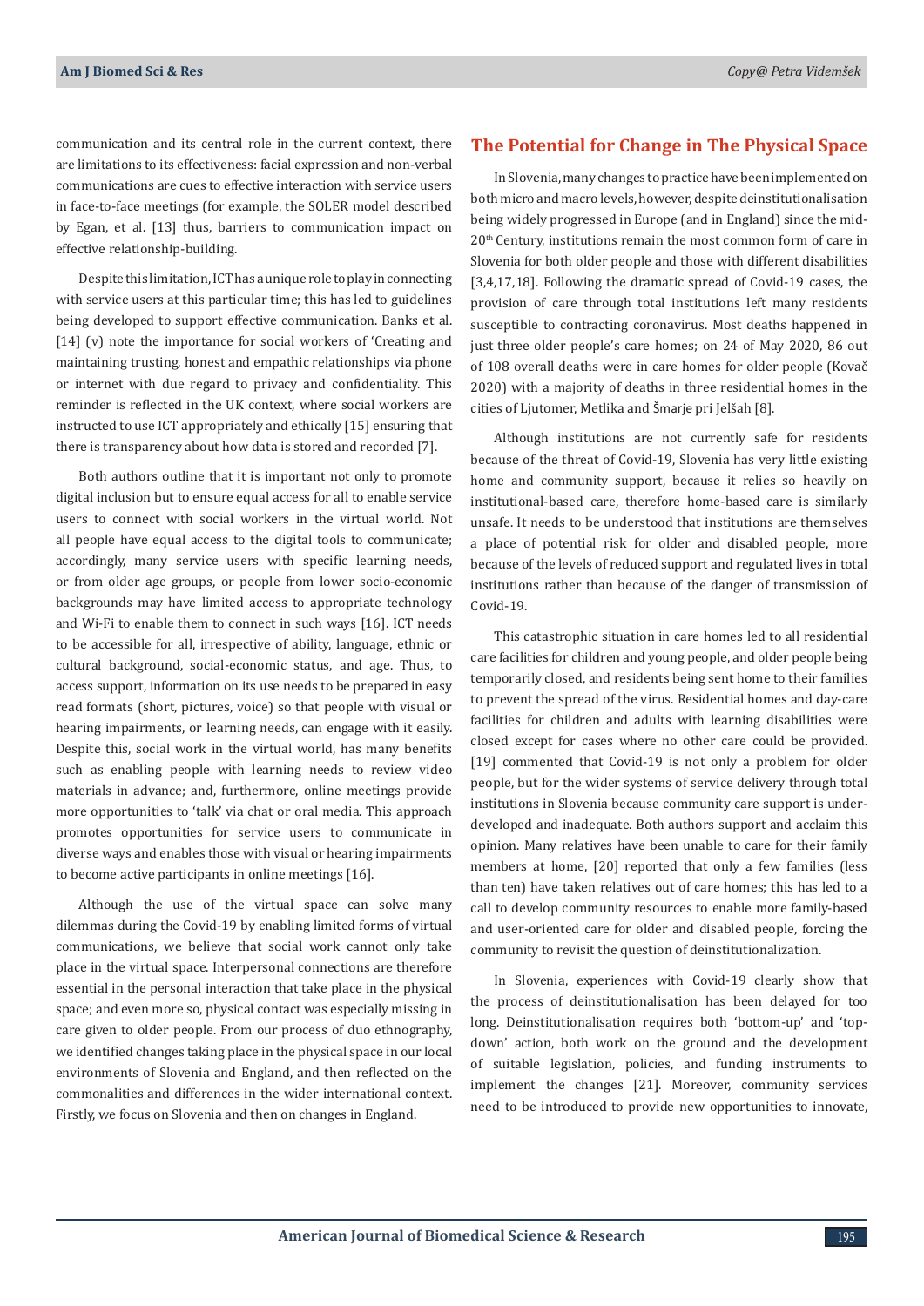communication and its central role in the current context, there are limitations to its effectiveness: facial expression and non-verbal communications are cues to effective interaction with service users in face-to-face meetings (for example, the SOLER model described by Egan, et al. [13] thus, barriers to communication impact on effective relationship-building.

Despite this limitation, ICT has a unique role to play in connecting with service users at this particular time; this has led to guidelines being developed to support effective communication. Banks et al. [14] (v) note the importance for social workers of 'Creating and maintaining trusting, honest and empathic relationships via phone or internet with due regard to privacy and confidentiality. This reminder is reflected in the UK context, where social workers are instructed to use ICT appropriately and ethically [15] ensuring that there is transparency about how data is stored and recorded [7].

Both authors outline that it is important not only to promote digital inclusion but to ensure equal access for all to enable service users to connect with social workers in the virtual world. Not all people have equal access to the digital tools to communicate; accordingly, many service users with specific learning needs, or from older age groups, or people from lower socio-economic backgrounds may have limited access to appropriate technology and Wi-Fi to enable them to connect in such ways [16]. ICT needs to be accessible for all, irrespective of ability, language, ethnic or cultural background, social-economic status, and age. Thus, to access support, information on its use needs to be prepared in easy read formats (short, pictures, voice) so that people with visual or hearing impairments, or learning needs, can engage with it easily. Despite this, social work in the virtual world, has many benefits such as enabling people with learning needs to review video materials in advance; and, furthermore, online meetings provide more opportunities to 'talk' via chat or oral media. This approach promotes opportunities for service users to communicate in diverse ways and enables those with visual or hearing impairments to become active participants in online meetings [16].

Although the use of the virtual space can solve many dilemmas during the Covid-19 by enabling limited forms of virtual communications, we believe that social work cannot only take place in the virtual space. Interpersonal connections are therefore essential in the personal interaction that take place in the physical space; and even more so, physical contact was especially missing in care given to older people. From our process of duo ethnography, we identified changes taking place in the physical space in our local environments of Slovenia and England, and then reflected on the commonalities and differences in the wider international context. Firstly, we focus on Slovenia and then on changes in England.

## The Potential for Change in The Physical Space

In Slovenia, many changes to practice have been implemented on both micro and macro levels, however, despite deinstitutionalisation being widely progressed in Europe (and in England) since the mid-20th Century, institutions remain the most common form of care in Slovenia for both older people and those with different disabilities [3,4,17,18]. Following the dramatic spread of Covid-19 cases, the provision of care through total institutions left many residents susceptible to contracting coronavirus. Most deaths happened in just three older people's care homes; on 24 of May 2020, 86 out of 108 overall deaths were in care homes for older people (Kovač 2020) with a majority of deaths in three residential homes in the cities of Ljutomer, Metlika and Šmarje pri Jelšah [8].

Although institutions are not currently safe for residents because of the threat of Covid-19, Slovenia has very little existing home and community support, because it relies so heavily on institutional-based care, therefore home-based care is similarly unsafe. It needs to be understood that institutions are themselves a place of potential risk for older and disabled people, more because of the levels of reduced support and regulated lives in total institutions rather than because of the danger of transmission of Covid-19.

This catastrophic situation in care homes led to all residential care facilities for children and young people, and older people being temporarily closed, and residents being sent home to their families to prevent the spread of the virus. Residential homes and day-care facilities for children and adults with learning disabilities were closed except for cases where no other care could be provided. [19] commented that Covid-19 is not only a problem for older people, but for the wider systems of service delivery through total institutions in Slovenia because community care support is under-developed and inadequate. Both authors support and acclaim this opinion. Many relatives have been unable to care for their family members at home, [20] reported that only a few families (less than ten) have taken relatives out of care homes; this has led to a call to develop community resources to enable more family-based and user-oriented care for older and disabled people, forcing the community to revisit the question of deinstitutionalization.

In Slovenia, experiences with Covid-19 clearly show that the process of deinstitutionalisation has been delayed for too long. Deinstitutionalisation requires both 'bottom-up' and 'top-down' action, both work on the ground and the development of suitable legislation, policies, and funding instruments to implement the changes [21]. Moreover, community services need to be introduced to provide new opportunities to innovate,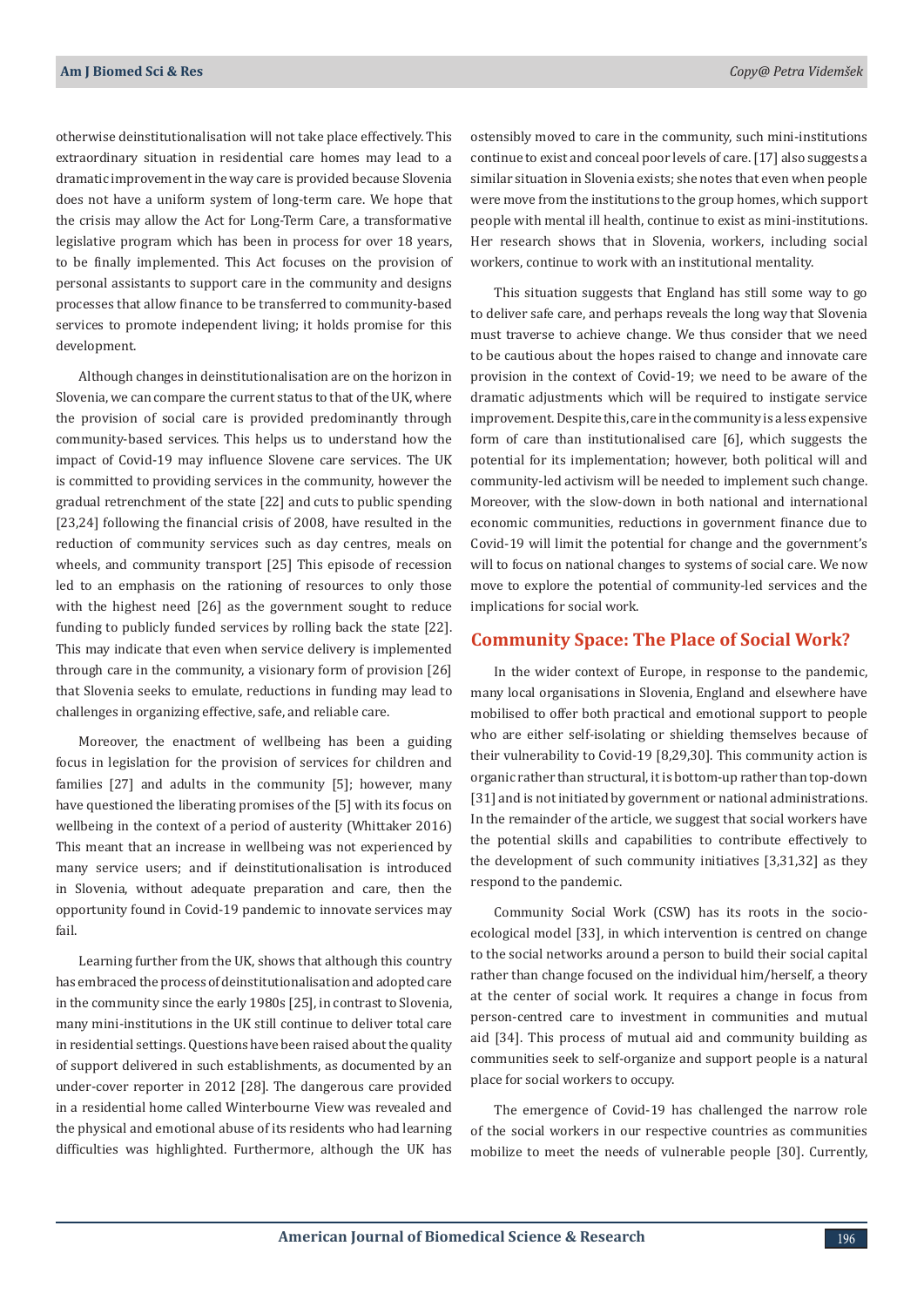otherwise deinstitutionalisation will not take place effectively. This extraordinary situation in residential care homes may lead to a dramatic improvement in the way care is provided because Slovenia does not have a uniform system of long-term care. We hope that the crisis may allow the Act for Long-Term Care, a transformative legislative program which has been in process for over 18 years, to be finally implemented. This Act focuses on the provision of personal assistants to support care in the community and designs processes that allow finance to be transferred to community-based services to promote independent living; it holds promise for this development.

Although changes in deinstitutionalisation are on the horizon in Slovenia, we can compare the current status to that of the UK, where the provision of social care is provided predominantly through community-based services. This helps us to understand how the impact of Covid-19 may influence Slovene care services. The UK is committed to providing services in the community, however the gradual retrenchment of the state [22] and cuts to public spending [23,24] following the financial crisis of 2008, have resulted in the reduction of community services such as day centres, meals on wheels, and community transport [25] This episode of recession led to an emphasis on the rationing of resources to only those with the highest need [26] as the government sought to reduce funding to publicly funded services by rolling back the state [22]. This may indicate that even when service delivery is implemented through care in the community, a visionary form of provision [26] that Slovenia seeks to emulate, reductions in funding may lead to challenges in organizing effective, safe, and reliable care.

Moreover, the enactment of wellbeing has been a guiding focus in legislation for the provision of services for children and families [27] and adults in the community [5]; however, many have questioned the liberating promises of the [5] with its focus on wellbeing in the context of a period of austerity (Whittaker 2016) This meant that an increase in wellbeing was not experienced by many service users; and if deinstitutionalisation is introduced in Slovenia, without adequate preparation and care, then the opportunity found in Covid-19 pandemic to innovate services may fail.

Learning further from the UK, shows that although this country has embraced the process of deinstitutionalisation and adopted care in the community since the early 1980s [25], in contrast to Slovenia, many mini-institutions in the UK still continue to deliver total care in residential settings. Questions have been raised about the quality of support delivered in such establishments, as documented by an under-cover reporter in 2012 [28]. The dangerous care provided in a residential home called Winterbourne View was revealed and the physical and emotional abuse of its residents who had learning difficulties was highlighted. Furthermore, although the UK has ostensibly moved to care in the community, such mini-institutions continue to exist and conceal poor levels of care. [17] also suggests a similar situation in Slovenia exists; she notes that even when people were move from the institutions to the group homes, which support people with mental ill health, continue to exist as mini-institutions. Her research shows that in Slovenia, workers, including social workers, continue to work with an institutional mentality.

This situation suggests that England has still some way to go to deliver safe care, and perhaps reveals the long way that Slovenia must traverse to achieve change. We thus consider that we need to be cautious about the hopes raised to change and innovate care provision in the context of Covid-19; we need to be aware of the dramatic adjustments which will be required to instigate service improvement. Despite this, care in the community is a less expensive form of care than institutionalised care [6], which suggests the potential for its implementation; however, both political will and community-led activism will be needed to implement such change. Moreover, with the slow-down in both national and international economic communities, reductions in government finance due to Covid-19 will limit the potential for change and the government's will to focus on national changes to systems of social care. We now move to explore the potential of community-led services and the implications for social work.

## Community Space: The Place of Social Work?

In the wider context of Europe, in response to the pandemic, many local organisations in Slovenia, England and elsewhere have mobilised to offer both practical and emotional support to people who are either self-isolating or shielding themselves because of their vulnerability to Covid-19 [8,29,30]. This community action is organic rather than structural, it is bottom-up rather than top-down [31] and is not initiated by government or national administrations. In the remainder of the article, we suggest that social workers have the potential skills and capabilities to contribute effectively to the development of such community initiatives [3,31,32] as they respond to the pandemic.

Community Social Work (CSW) has its roots in the socio-ecological model [33], in which intervention is centred on change to the social networks around a person to build their social capital rather than change focused on the individual him/herself, a theory at the center of social work. It requires a change in focus from person-centred care to investment in communities and mutual aid [34]. This process of mutual aid and community building as communities seek to self-organize and support people is a natural place for social workers to occupy.

The emergence of Covid-19 has challenged the narrow role of the social workers in our respective countries as communities mobilize to meet the needs of vulnerable people [30]. Currently,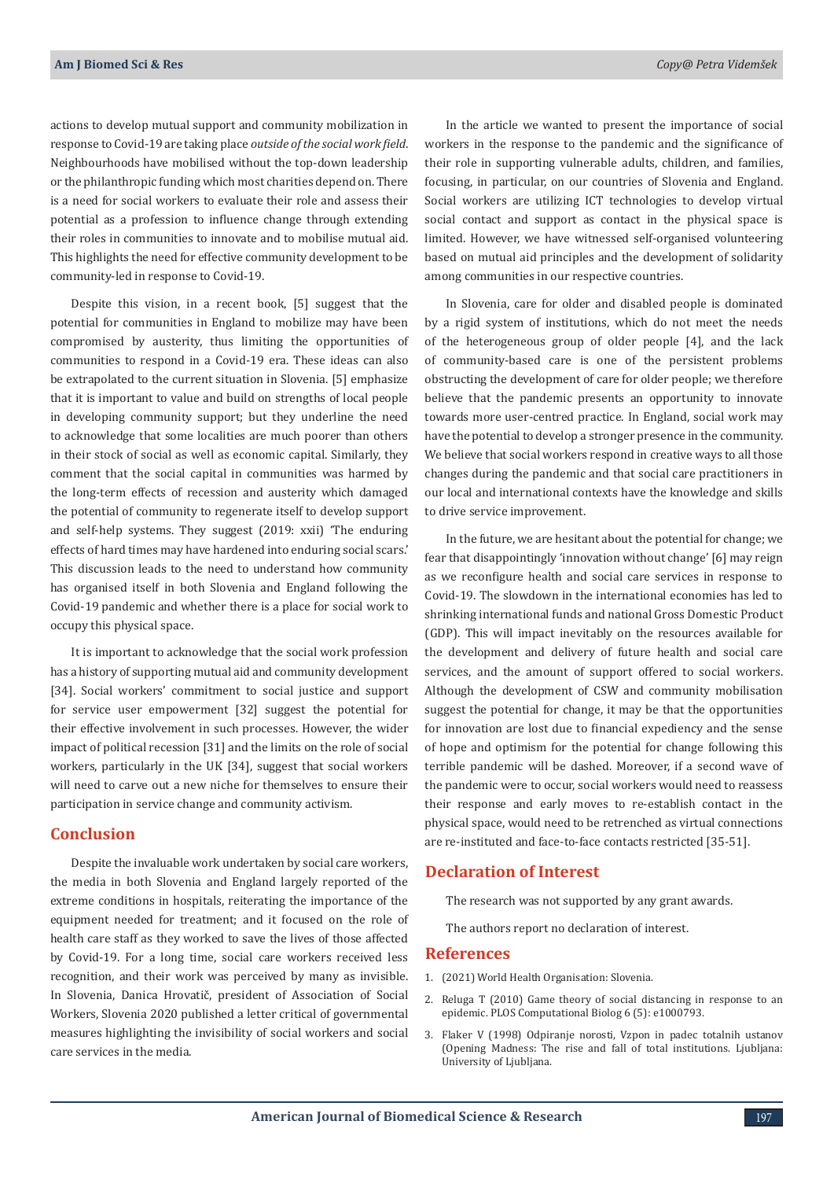actions to develop mutual support and community mobilization in response to Covid-19 are taking place *outside of the social work field*. Neighbourhoods have mobilised without the top-down leadership or the philanthropic funding which most charities depend on. There is a need for social workers to evaluate their role and assess their potential as a profession to influence change through extending their roles in communities to innovate and to mobilise mutual aid. This highlights the need for effective community development to be community-led in response to Covid-19.

Despite this vision, in a recent book, [5] suggest that the potential for communities in England to mobilize may have been compromised by austerity, thus limiting the opportunities of communities to respond in a Covid-19 era. These ideas can also be extrapolated to the current situation in Slovenia. [5] emphasize that it is important to value and build on strengths of local people in developing community support; but they underline the need to acknowledge that some localities are much poorer than others in their stock of social as well as economic capital. Similarly, they comment that the social capital in communities was harmed by the long-term effects of recession and austerity which damaged the potential of community to regenerate itself to develop support and self-help systems. They suggest (2019: xxii) 'The enduring effects of hard times may have hardened into enduring social scars.' This discussion leads to the need to understand how community has organised itself in both Slovenia and England following the Covid-19 pandemic and whether there is a place for social work to occupy this physical space.

It is important to acknowledge that the social work profession has a history of supporting mutual aid and community development [34]. Social workers' commitment to social justice and support for service user empowerment [32] suggest the potential for their effective involvement in such processes. However, the wider impact of political recession [31] and the limits on the role of social workers, particularly in the UK [34], suggest that social workers will need to carve out a new niche for themselves to ensure their participation in service change and community activism.

## Conclusion

Despite the invaluable work undertaken by social care workers, the media in both Slovenia and England largely reported of the extreme conditions in hospitals, reiterating the importance of the equipment needed for treatment; and it focused on the role of health care staff as they worked to save the lives of those affected by Covid-19. For a long time, social care workers received less recognition, and their work was perceived by many as invisible. In Slovenia, Danica Hrovatič, president of Association of Social Workers, Slovenia 2020 published a letter critical of governmental measures highlighting the invisibility of social workers and social care services in the media.

In the article we wanted to present the importance of social workers in the response to the pandemic and the significance of their role in supporting vulnerable adults, children, and families, focusing, in particular, on our countries of Slovenia and England. Social workers are utilizing ICT technologies to develop virtual social contact and support as contact in the physical space is limited. However, we have witnessed self-organised volunteering based on mutual aid principles and the development of solidarity among communities in our respective countries.

In Slovenia, care for older and disabled people is dominated by a rigid system of institutions, which do not meet the needs of the heterogeneous group of older people [4], and the lack of community-based care is one of the persistent problems obstructing the development of care for older people; we therefore believe that the pandemic presents an opportunity to innovate towards more user-centred practice. In England, social work may have the potential to develop a stronger presence in the community. We believe that social workers respond in creative ways to all those changes during the pandemic and that social care practitioners in our local and international contexts have the knowledge and skills to drive service improvement.

In the future, we are hesitant about the potential for change; we fear that disappointingly 'innovation without change' [6] may reign as we reconfigure health and social care services in response to Covid-19. The slowdown in the international economies has led to shrinking international funds and national Gross Domestic Product (GDP). This will impact inevitably on the resources available for the development and delivery of future health and social care services, and the amount of support offered to social workers. Although the development of CSW and community mobilisation suggest the potential for change, it may be that the opportunities for innovation are lost due to financial expediency and the sense of hope and optimism for the potential for change following this terrible pandemic will be dashed. Moreover, if a second wave of the pandemic were to occur, social workers would need to reassess their response and early moves to re-establish contact in the physical space, would need to be retrenched as virtual connections are re-instituted and face-to-face contacts restricted [35-51].

## Declaration of Interest

The research was not supported by any grant awards.

The authors report no declaration of interest.

## References

1. (2021) World Health Organisation: Slovenia.
2. Reluga T (2010) Game theory of social distancing in response to an epidemic. PLOS Computational Biolog 6 (5): e1000793.
3. Flaker V (1998) Odpiranje norosti, Vzpon in padec totalnih ustanov (Opening Madness: The rise and fall of total institutions. Ljubljana: University of Ljubljana.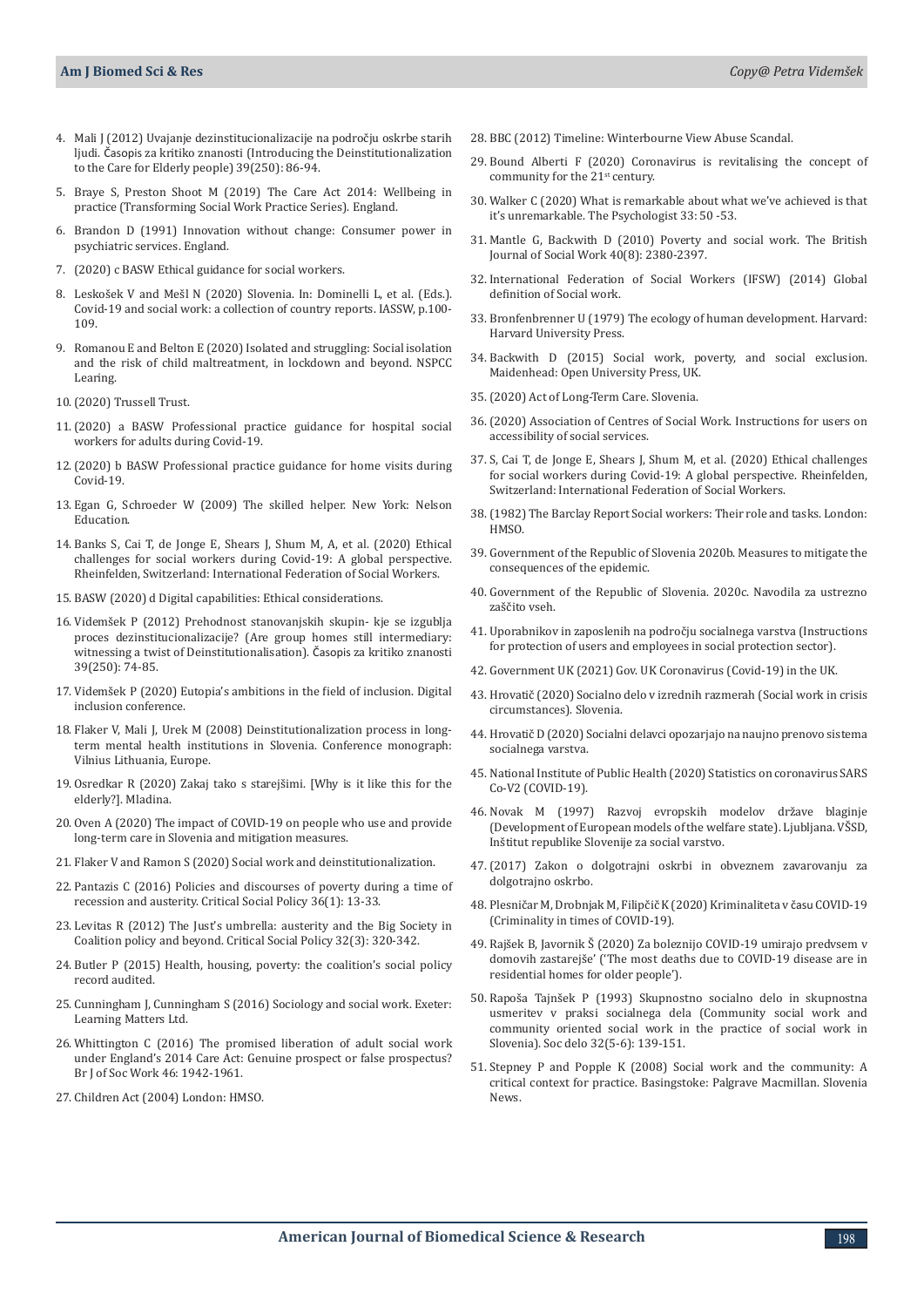4. Mali J (2012) Uvajanje dezinstitucionalizacije na področju oskrbe starih ljudi. Časopis za kritiko znanosti (Introducing the Deinstitutionalization to the Care for Elderly people) 39(250): 86-94.
5. Braye S, Preston Shoot M (2019) The Care Act 2014: Wellbeing in practice (Transforming Social Work Practice Series). England.
6. Brandon D (1991) Innovation without change: Consumer power in psychiatric services. England.
7. (2020) c BASW Ethical guidance for social workers.
8. Leskošek V and Mešl N (2020) Slovenia. In: Dominelli L, et al. (Eds.). Covid-19 and social work: a collection of country reports. IASSW, p.100-109.
9. Romanou E and Belton E (2020) Isolated and struggling: Social isolation and the risk of child maltreatment, in lockdown and beyond. NSPCC Learing.
10. (2020) Trussell Trust.
11. (2020) a BASW Professional practice guidance for hospital social workers for adults during Covid-19.
12. (2020) b BASW Professional practice guidance for home visits during Covid-19.
13. Egan G, Schroeder W (2009) The skilled helper. New York: Nelson Education.
14. Banks S, Cai T, de Jonge E, Shears J, Shum M, A, et al. (2020) Ethical challenges for social workers during Covid-19: A global perspective. Rheinfelden, Switzerland: International Federation of Social Workers.
15. BASW (2020) d Digital capabilities: Ethical considerations.
16. Videmšek P (2012) Prehodnost stanovanjskih skupin- kje se izgublja proces dezinstitucionalizacije? (Are group homes still intermediary: witnessing a twist of Deinstitutionalisation). Časopis za kritiko znanosti 39(250): 74-85.
17. Videmšek P (2020) Eutopia's ambitions in the field of inclusion. Digital inclusion conference.
18. Flaker V, Mali J, Urek M (2008) Deinstitutionalization process in long-term mental health institutions in Slovenia. Conference monograph: Vilnius Lithuania, Europe.
19. Osredkar R (2020) Zakaj tako s starejšimi. [Why is it like this for the elderly?]. Mladina.
20. Oven A (2020) The impact of COVID-19 on people who use and provide long-term care in Slovenia and mitigation measures.
21. Flaker V and Ramon S (2020) Social work and deinstitutionalization.
22. Pantazis C (2016) Policies and discourses of poverty during a time of recession and austerity. Critical Social Policy 36(1): 13-33.
23. Levitas R (2012) The Just's umbrella: austerity and the Big Society in Coalition policy and beyond. Critical Social Policy 32(3): 320-342.
24. Butler P (2015) Health, housing, poverty: the coalition's social policy record audited.
25. Cunningham J, Cunningham S (2016) Sociology and social work. Exeter: Learning Matters Ltd.
26. Whittington C (2016) The promised liberation of adult social work under England's 2014 Care Act: Genuine prospect or false prospectus? Br J of Soc Work 46: 1942-1961.
27. Children Act (2004) London: HMSO.
28. BBC (2012) Timeline: Winterbourne View Abuse Scandal.
29. Bound Alberti F (2020) Coronavirus is revitalising the concept of community for the 21st century.
30. Walker C (2020) What is remarkable about what we've achieved is that it's unremarkable. The Psychologist 33: 50 -53.
31. Mantle G, Backwith D (2010) Poverty and social work. The British Journal of Social Work 40(8): 2380-2397.
32. International Federation of Social Workers (IFSW) (2014) Global definition of Social work.
33. Bronfenbrenner U (1979) The ecology of human development. Harvard: Harvard University Press.
34. Backwith D (2015) Social work, poverty, and social exclusion. Maidenhead: Open University Press, UK.
35. (2020) Act of Long-Term Care. Slovenia.
36. (2020) Association of Centres of Social Work. Instructions for users on accessibility of social services.
37. S, Cai T, de Jonge E, Shears J, Shum M, et al. (2020) Ethical challenges for social workers during Covid-19: A global perspective. Rheinfelden, Switzerland: International Federation of Social Workers.
38. (1982) The Barclay Report Social workers: Their role and tasks. London: HMSO.
39. Government of the Republic of Slovenia 2020b. Measures to mitigate the consequences of the epidemic.
40. Government of the Republic of Slovenia. 2020c. Navodila za ustrezno zaščito vseh.
41. Uporabnikov in zaposlenih na področju socialnega varstva (Instructions for protection of users and employees in social protection sector).
42. Government UK (2021) Gov. UK Coronavirus (Covid-19) in the UK.
43. Hrovatič (2020) Socialno delo v izrednih razmerah (Social work in crisis circumstances). Slovenia.
44. Hrovatič D (2020) Socialni delavci opozarjajo na naujno prenovo sistema socialnega varstva.
45. National Institute of Public Health (2020) Statistics on coronavirus SARS Co-V2 (COVID-19).
46. Novak M (1997) Razvoj evropskih modelov države blaginje (Development of European models of the welfare state). Ljubljana. VŠSD, Inštitut republike Slovenije za social varstvo.
47. (2017) Zakon o dolgotrajni oskrbi in obveznem zavarovanju za dolgotrajno oskrbo.
48. Plesničar M, Drobnjak M, Filipčič K (2020) Kriminaliteta v času COVID-19 (Criminality in times of COVID-19).
49. Rajšek B, Javornik Š (2020) Za boleznijo COVID-19 umirajo predvsem v domovih zastarejše' ('The most deaths due to COVID-19 disease are in residential homes for older people').
50. Rapoša Tajnšek P (1993) Skupnostno socialno delo in skupnostna usmeritev v praksi socialnega dela (Community social work and community oriented social work in the practice of social work in Slovenia). Soc delo 32(5-6): 139-151.
51. Stepney P and Popple K (2008) Social work and the community: A critical context for practice. Basingstoke: Palgrave Macmillan. Slovenia News.